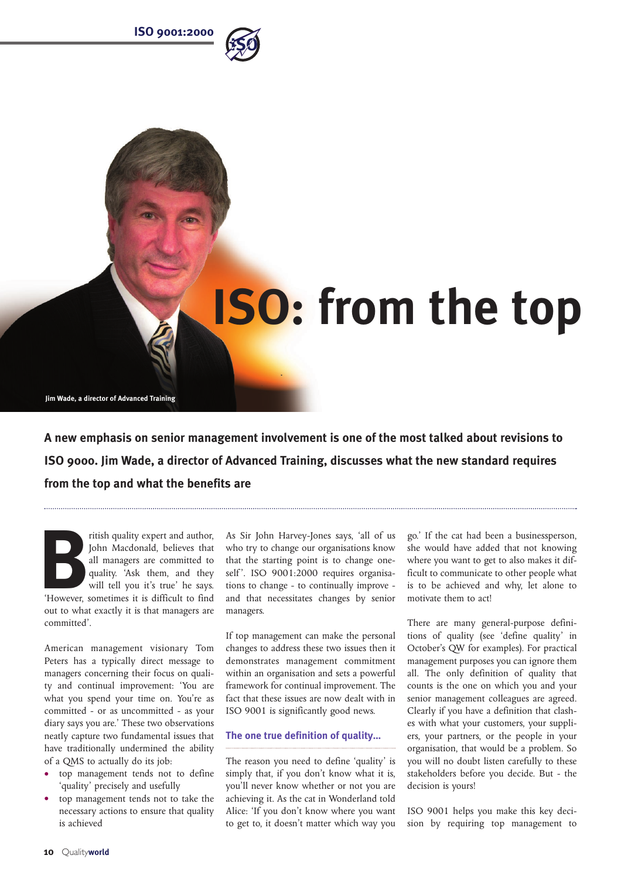# ISO: from the top

Jim Wade, a director of Advanced Training

**A new emphasis on senior management involvement is one of the most talked about revisions to ISO 9000. Jim Wade, a director of Advanced Training, discusses what the new standard requires from the top and what the benefits are**

British quality expert and author, John Macdonald, believes that all managers are committed to quality. 'Ask them, and they will tell you it's true' he says. 'However, sometimes it is difficult to find out to what exactly it is that managers are committed'.

American management visionary Tom Peters has a typically direct message to managers concerning their focus on quality and continual improvement: 'You are what you spend your time on. You're as committed - or as uncommitted - as your diary says you are.' These two observations neatly capture two fundamental issues that have traditionally undermined the ability of a QMS to actually do its job:

- top management tends not to define 'quality' precisely and usefully
- top management tends not to take the necessary actions to ensure that quality is achieved

As Sir John Harvey-Jones says, 'all of us who try to change our organisations know that the starting point is to change oneself'. ISO 9001:2000 requires organisations to change - to continually improve - and that necessitates changes by senior managers.

If top management can make the personal changes to address these two issues then it demonstrates management commitment within an organisation and sets a powerful framework for continual improvement. The fact that these issues are now dealt with in ISO 9001 is significantly good news.

### The one true definition of quality...

The reason you need to define 'quality' is simply that, if you don't know what it is, you'll never know whether or not you are achieving it. As the cat in Wonderland told Alice: 'If you don't know where you want to get to, it doesn't matter which way you go.' If the cat had been a businessperson, she would have added that not knowing where you want to get to also makes it difficult to communicate to other people what is to be achieved and why, let alone to motivate them to act!

There are many general-purpose definitions of quality (see 'define quality' in October's QW for examples). For practical management purposes you can ignore them all. The only definition of quality that counts is the one on which you and your senior management colleagues are agreed. Clearly if you have a definition that clashes with what your customers, your suppliers, your partners, or the people in your organisation, that would be a problem. So you will no doubt listen carefully to these stakeholders before you decide. But - the decision is yours!

ISO 9001 helps you make this key decision by requiring top management to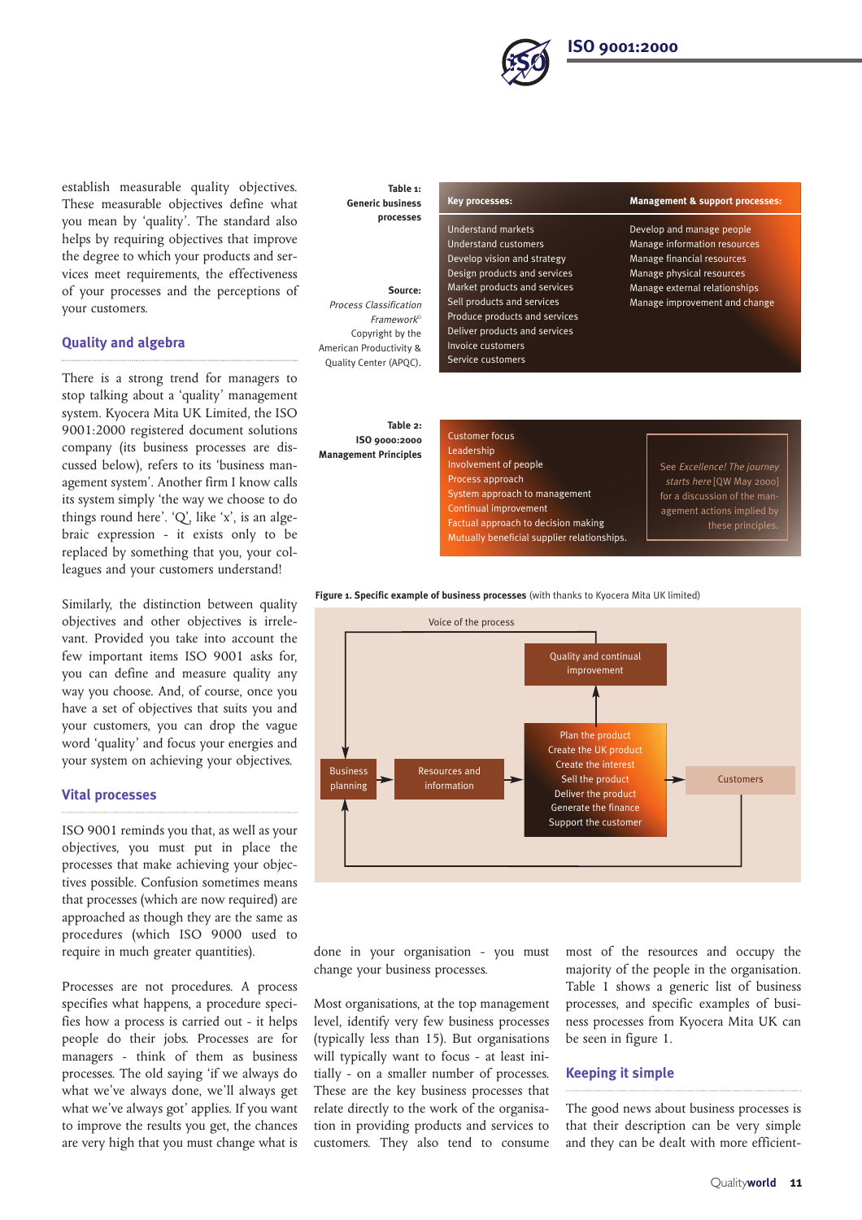establish measurable quality objectives. These measurable objectives define what you mean by 'quality'. The standard also helps by requiring objectives that improve the degree to which your products and services meet requirements, the effectiveness of your processes and the perceptions of your customers.

## Quality and algebra

There is a strong trend for managers to stop talking about a 'quality' management system. Kyocera Mita UK Limited, the ISO 9001:2000 registered document solutions company (its business processes are discussed below), refers to its 'business management system'. Another firm I know calls its system simply 'the way we choose to do things round here'. 'Q', like 'x', is an algebraic expression - it exists only to be replaced by something that you, your colleagues and your customers understand!

Similarly, the distinction between quality objectives and other objectives is irrelevant. Provided you take into account the few important items ISO 9001 asks for, you can define and measure quality any way you choose. And, of course, once you have a set of objectives that suits you and your customers, you can drop the vague word 'quality' and focus your energies and your system on achieving your objectives.

## Vital processes

ISO 9001 reminds you that, as well as your objectives, you must put in place the processes that make achieving your objectives possible. Confusion sometimes means that processes (which are now required) are approached as though they are the same as procedures (which ISO 9000 used to require in much greater quantities).

Processes are not procedures. A process specifies what happens, a procedure specifies how a process is carried out - it helps people do their jobs. Processes are for managers - think of them as business processes. The old saying 'if we always do what we've always done, we'll always get what we've always got' applies. If you want to improve the results you get, the chances are very high that you must change what is done in your organisation - you must change your business processes.

Most organisations, at the top management level, identify very few business processes (typically less than 15). But organisations will typically want to focus - at least initially - on a smaller number of processes. These are the key business processes that relate directly to the work of the organisation in providing products and services to customers. They also tend to consume most of the resources and occupy the majority of the people in the organisation. Table 1 shows a generic list of business processes, and specific examples of business processes from Kyocera Mita UK can be seen in figure 1.

## Keeping it simple

The good news about business processes is that their description can be very simple and they can be dealt with more efficient-

**Table 1: Generic business processes**

| Key processes: | Management & support processes: |
|---|---|
| Understand markets | Develop and manage people |
| Understand customers | Manage information resources |
| Develop vision and strategy | Manage financial resources |
| Design products and services | Manage physical resources |
| Market products and services | Manage external relationships |
| Sell products and services | Manage improvement and change |
| Produce products and services | |
| Deliver products and services | |
| Invoice customers | |
| Service customers | |

**Source:** *Process Classification Framework*© Copyright by the American Productivity & Quality Center (APQC).

**Table 2: ISO 9000:2000 Management Principles**

- Customer focus
- Leadership
- Involvement of people
- Process approach
- System approach to management
- Continual improvement
- Factual approach to decision making
- Mutually beneficial supplier relationships.

See *Excellence! The journey starts here* [QW May 2000] for a discussion of the management actions implied by these principles.

**Figure 1. Specific example of business processes** (with thanks to Kyocera Mita UK limited)

Voice of the process

Business planning → Resources and information → [Plan the product / Create the UK product / Create the interest / Sell the product / Deliver the product / Generate the finance / Support the customer] → Customers

Quality and continual improvement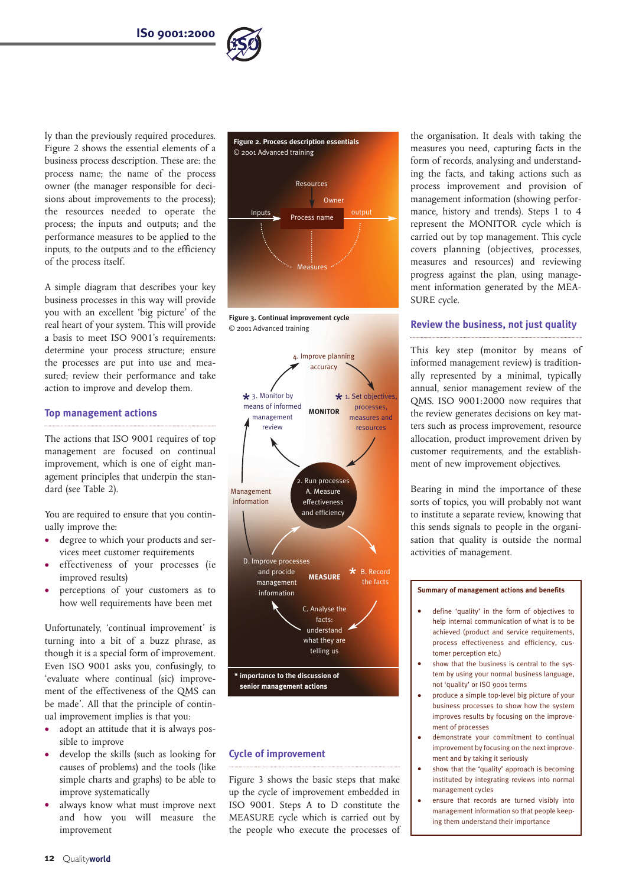ly than the previously required procedures. Figure 2 shows the essential elements of a business process description. These are: the process name; the name of the process owner (the manager responsible for decisions about improvements to the process); the resources needed to operate the process; the inputs and outputs; and the performance measures to be applied to the inputs, to the outputs and to the efficiency of the process itself.

A simple diagram that describes your key business processes in this way will provide you with an excellent 'big picture' of the real heart of your system. This will provide a basis to meet ISO 9001's requirements: determine your process structure; ensure the processes are put into use and measured; review their performance and take action to improve and develop them.

## Top management actions

The actions that ISO 9001 requires of top management are focused on continual improvement, which is one of eight management principles that underpin the standard (see Table 2).

You are required to ensure that you continually improve the:

- degree to which your products and services meet customer requirements
- effectiveness of your processes (ie improved results)
- perceptions of your customers as to how well requirements have been met

Unfortunately, 'continual improvement' is turning into a bit of a buzz phrase, as though it is a special form of improvement. Even ISO 9001 asks you, confusingly, to 'evaluate where continual (sic) improvement of the effectiveness of the QMS can be made'. All that the principle of continual improvement implies is that you:

- adopt an attitude that it is always possible to improve
- develop the skills (such as looking for causes of problems) and the tools (like simple charts and graphs) to be able to improve systematically
- always know what must improve next and how you will measure the improvement

**Figure 2. Process description essentials**
© 2001 Advanced training

Resources
Owner
Inputs → Process name → output
Measures

**Figure 3. Continual improvement cycle**
© 2001 Advanced training

MONITOR
* 1. Set objectives, processes, measures and resources
2. Run processes
* 3. Monitor by means of informed management review
4. Improve planning accuracy
Management information

MEASURE
A. Measure effectiveness and efficiency
* B. Record the facts
C. Analyse the facts: understand what they are telling us
D. Improve processes and provide management information

* importance to the discussion of senior management actions

## Cycle of improvement

Figure 3 shows the basic steps that make up the cycle of improvement embedded in ISO 9001. Steps A to D constitute the MEASURE cycle which is carried out by the people who execute the processes of the organisation. It deals with taking the measures you need, capturing facts in the form of records, analysing and understanding the facts, and taking actions such as process improvement and provision of management information (showing performance, history and trends). Steps 1 to 4 represent the MONITOR cycle which is carried out by top management. This cycle covers planning (objectives, processes, measures and resources) and reviewing progress against the plan, using management information generated by the MEASURE cycle.

## Review the business, not just quality

This key step (monitor by means of informed management review) is traditionally represented by a minimal, typically annual, senior management review of the QMS. ISO 9001:2000 now requires that the review generates decisions on key matters such as process improvement, resource allocation, product improvement driven by customer requirements, and the establishment of new improvement objectives.

Bearing in mind the importance of these sorts of topics, you will probably not want to institute a separate review, knowing that this sends signals to people in the organisation that quality is outside the normal activities of management.

**Summary of management actions and benefits**

- define 'quality' in the form of objectives to help internal communication of what is to be achieved (product and service requirements, process effectiveness and efficiency, customer perception etc.)
- show that the business is central to the system by using your normal business language, not 'quality' or ISO 9001 terms
- produce a simple top-level big picture of your business processes to show how the system improves results by focusing on the improvement of processes
- demonstrate your commitment to continual improvement by focusing on the next improvement and by taking it seriously
- show that the 'quality' approach is becoming instituted by integrating reviews into normal management cycles
- ensure that records are turned visibly into management information so that people keeping them understand their importance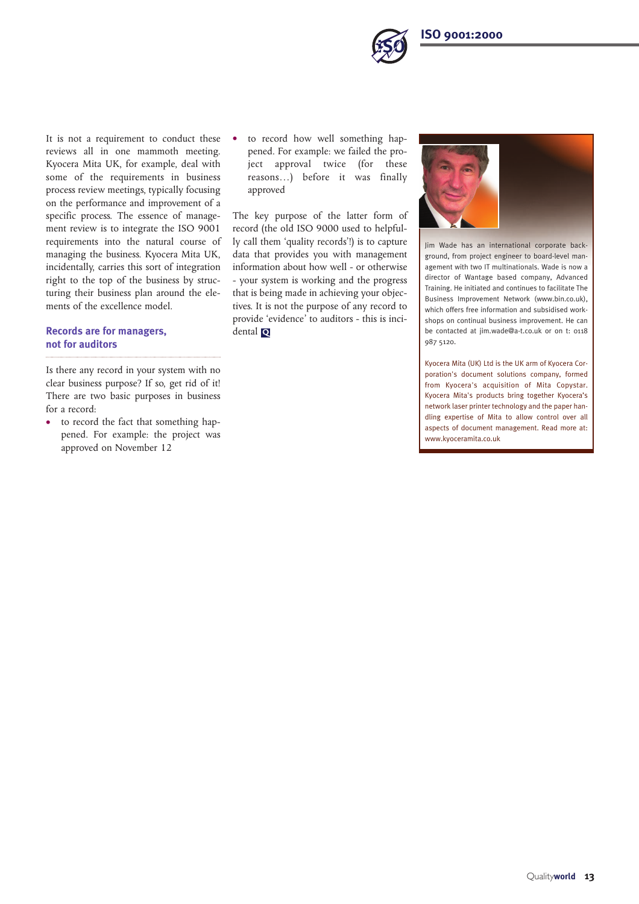It is not a requirement to conduct these reviews all in one mammoth meeting. Kyocera Mita UK, for example, deal with some of the requirements in business process review meetings, typically focusing on the performance and improvement of a specific process. The essence of management review is to integrate the ISO 9001 requirements into the natural course of managing the business. Kyocera Mita UK, incidentally, carries this sort of integration right to the top of the business by structuring their business plan around the elements of the excellence model.

## Records are for managers, not for auditors

Is there any record in your system with no clear business purpose? If so, get rid of it! There are two basic purposes in business for a record:

- to record the fact that something happened. For example: the project was approved on November 12
- to record how well something happened. For example: we failed the project approval twice (for these reasons…) before it was finally approved

The key purpose of the latter form of record (the old ISO 9000 used to helpfully call them 'quality records'!) is to capture data that provides you with management information about how well - or otherwise - your system is working and the progress that is being made in achieving your objectives. It is not the purpose of any record to provide 'evidence' to auditors - this is incidental

Jim Wade has an international corporate background, from project engineer to board-level management with two IT multinationals. Wade is now a director of Wantage based company, Advanced Training. He initiated and continues to facilitate The Business Improvement Network (www.bin.co.uk), which offers free information and subsidised workshops on continual business improvement. He can be contacted at jim.wade@a-t.co.uk or on t: 0118 987 5120.

Kyocera Mita (UK) Ltd is the UK arm of Kyocera Corporation's document solutions company, formed from Kyocera's acquisition of Mita Copystar. Kyocera Mita's products bring together Kyocera's network laser printer technology and the paper handling expertise of Mita to allow control over all aspects of document management. Read more at: www.kyoceramita.co.uk